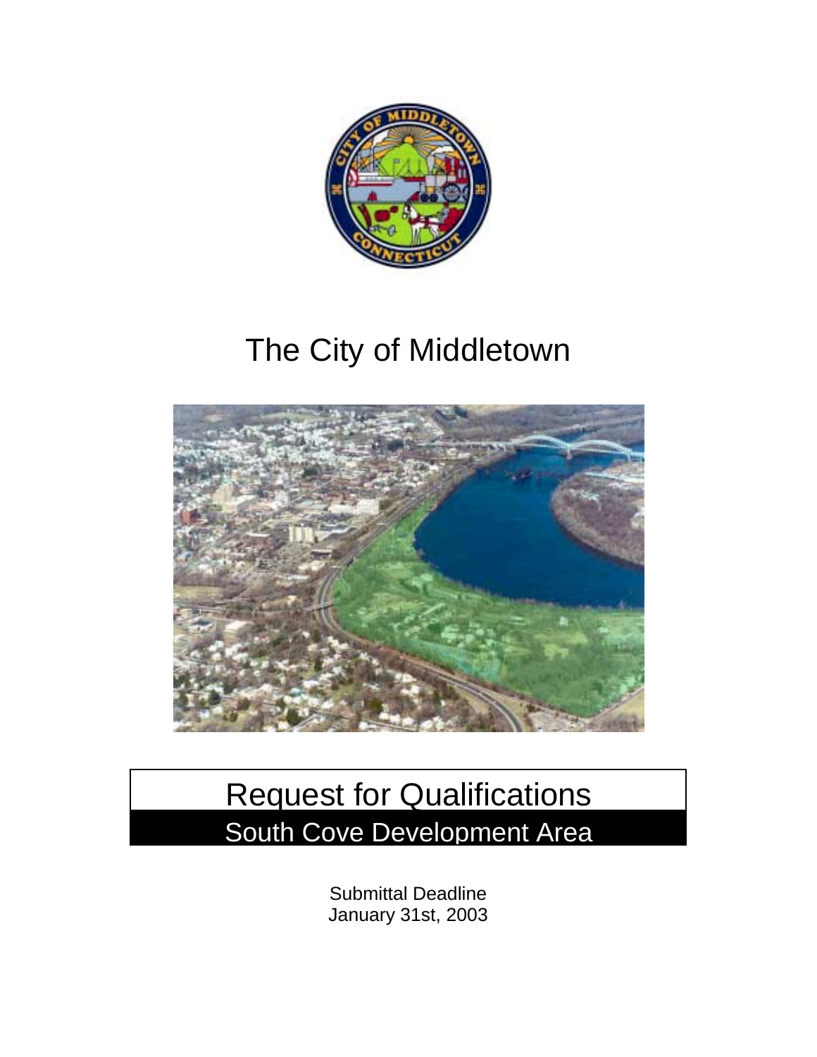# The City of Middletown

# Request for Qualifications

## South Cove Development Area

Submittal Deadline
January 31st, 2003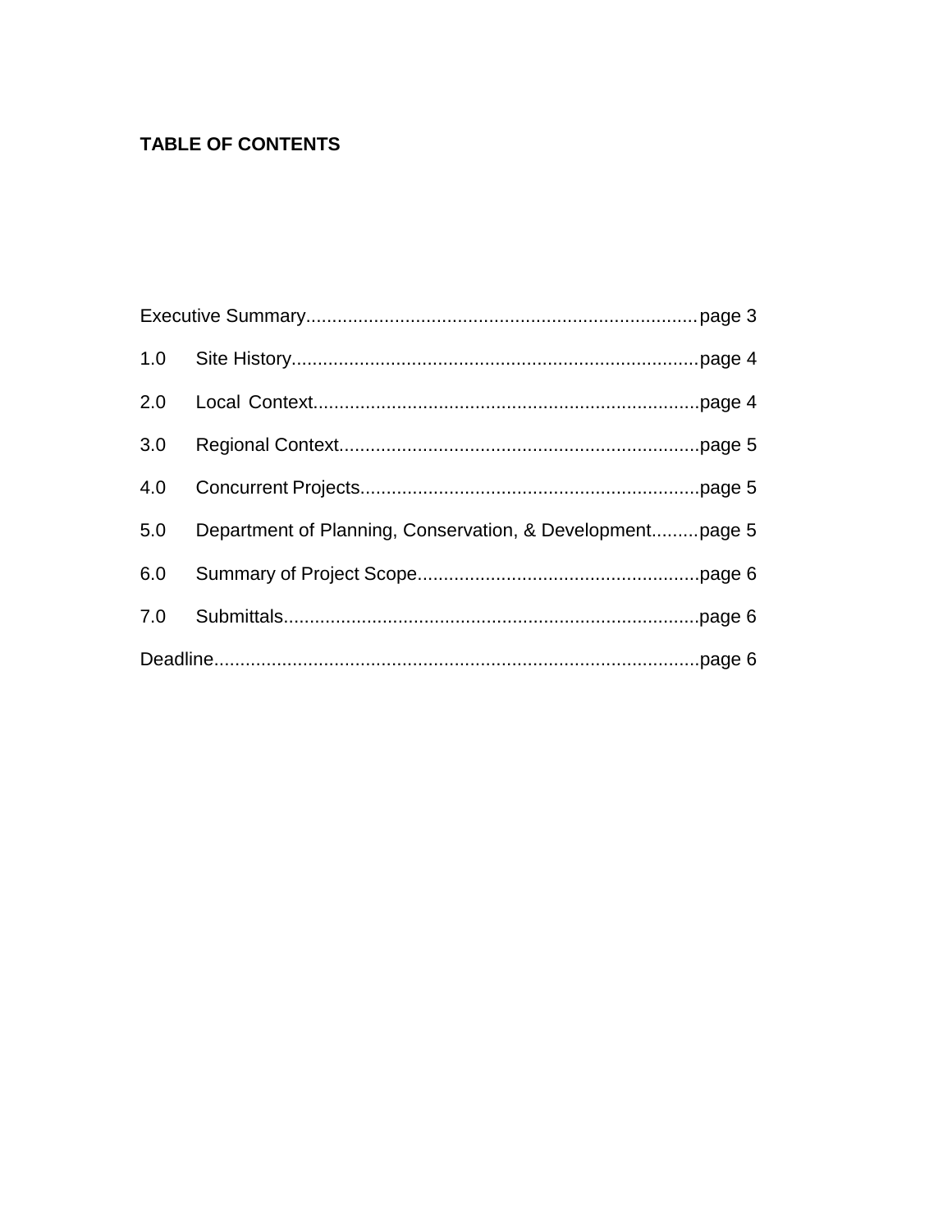**TABLE OF CONTENTS**

Executive Summary..........................................................................page 3

1.0 Site History............................................................................page 4

2.0 Local Context.........................................................................page 4

3.0 Regional Context....................................................................page 5

4.0 Concurrent Projects................................................................page 5

5.0 Department of Planning, Conservation, & Development.........page 5

6.0 Summary of Project Scope.....................................................page 6

7.0 Submittals...............................................................................page 6

Deadline...........................................................................................page 6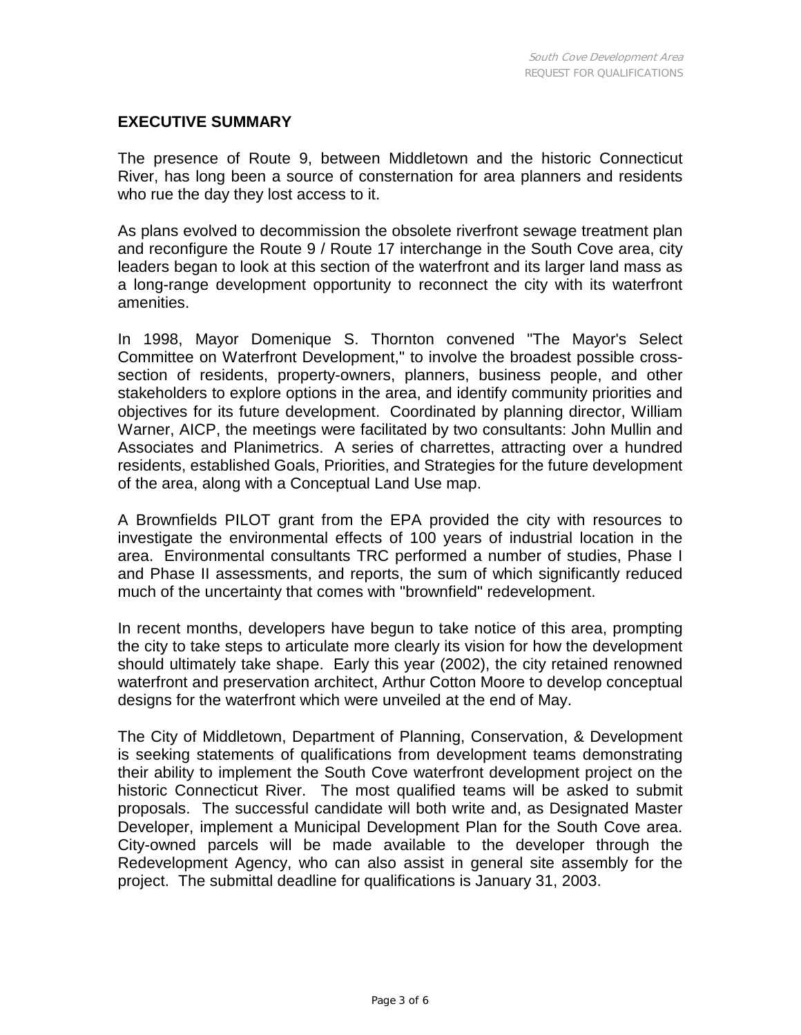## EXECUTIVE SUMMARY

The presence of Route 9, between Middletown and the historic Connecticut River, has long been a source of consternation for area planners and residents who rue the day they lost access to it.

As plans evolved to decommission the obsolete riverfront sewage treatment plan and reconfigure the Route 9 / Route 17 interchange in the South Cove area, city leaders began to look at this section of the waterfront and its larger land mass as a long-range development opportunity to reconnect the city with its waterfront amenities.

In 1998, Mayor Domenique S. Thornton convened "The Mayor's Select Committee on Waterfront Development," to involve the broadest possible cross-section of residents, property-owners, planners, business people, and other stakeholders to explore options in the area, and identify community priorities and objectives for its future development. Coordinated by planning director, William Warner, AICP, the meetings were facilitated by two consultants: John Mullin and Associates and Planimetrics. A series of charrettes, attracting over a hundred residents, established Goals, Priorities, and Strategies for the future development of the area, along with a Conceptual Land Use map.

A Brownfields PILOT grant from the EPA provided the city with resources to investigate the environmental effects of 100 years of industrial location in the area. Environmental consultants TRC performed a number of studies, Phase I and Phase II assessments, and reports, the sum of which significantly reduced much of the uncertainty that comes with "brownfield" redevelopment.

In recent months, developers have begun to take notice of this area, prompting the city to take steps to articulate more clearly its vision for how the development should ultimately take shape. Early this year (2002), the city retained renowned waterfront and preservation architect, Arthur Cotton Moore to develop conceptual designs for the waterfront which were unveiled at the end of May.

The City of Middletown, Department of Planning, Conservation, & Development is seeking statements of qualifications from development teams demonstrating their ability to implement the South Cove waterfront development project on the historic Connecticut River. The most qualified teams will be asked to submit proposals. The successful candidate will both write and, as Designated Master Developer, implement a Municipal Development Plan for the South Cove area. City-owned parcels will be made available to the developer through the Redevelopment Agency, who can also assist in general site assembly for the project. The submittal deadline for qualifications is January 31, 2003.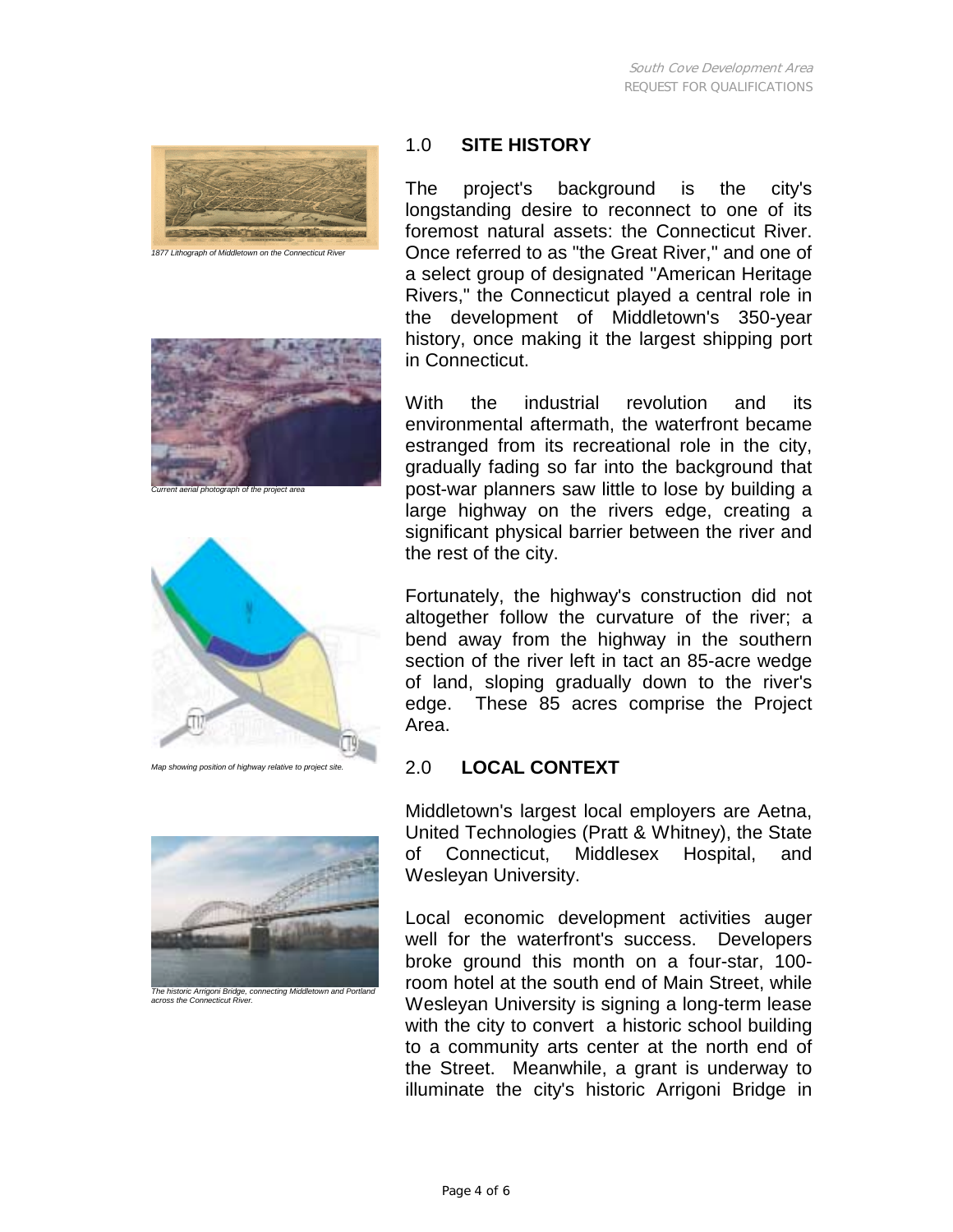1877 Lithograph of Middletown on the Connecticut River

Current aerial photograph of the project area

Map showing position of highway relative to project site.

The historic Arrigoni Bridge, connecting Middletown and Portland across the Connecticut River.

## 1.0 SITE HISTORY

The project's background is the city's longstanding desire to reconnect to one of its foremost natural assets: the Connecticut River. Once referred to as "the Great River," and one of a select group of designated "American Heritage Rivers," the Connecticut played a central role in the development of Middletown's 350-year history, once making it the largest shipping port in Connecticut.

With the industrial revolution and its environmental aftermath, the waterfront became estranged from its recreational role in the city, gradually fading so far into the background that post-war planners saw little to lose by building a large highway on the rivers edge, creating a significant physical barrier between the river and the rest of the city.

Fortunately, the highway's construction did not altogether follow the curvature of the river; a bend away from the highway in the southern section of the river left in tact an 85-acre wedge of land, sloping gradually down to the river's edge. These 85 acres comprise the Project Area.

## 2.0 LOCAL CONTEXT

Middletown's largest local employers are Aetna, United Technologies (Pratt & Whitney), the State of Connecticut, Middlesex Hospital, and Wesleyan University.

Local economic development activities auger well for the waterfront's success. Developers broke ground this month on a four-star, 100-room hotel at the south end of Main Street, while Wesleyan University is signing a long-term lease with the city to convert a historic school building to a community arts center at the north end of the Street. Meanwhile, a grant is underway to illuminate the city's historic Arrigoni Bridge in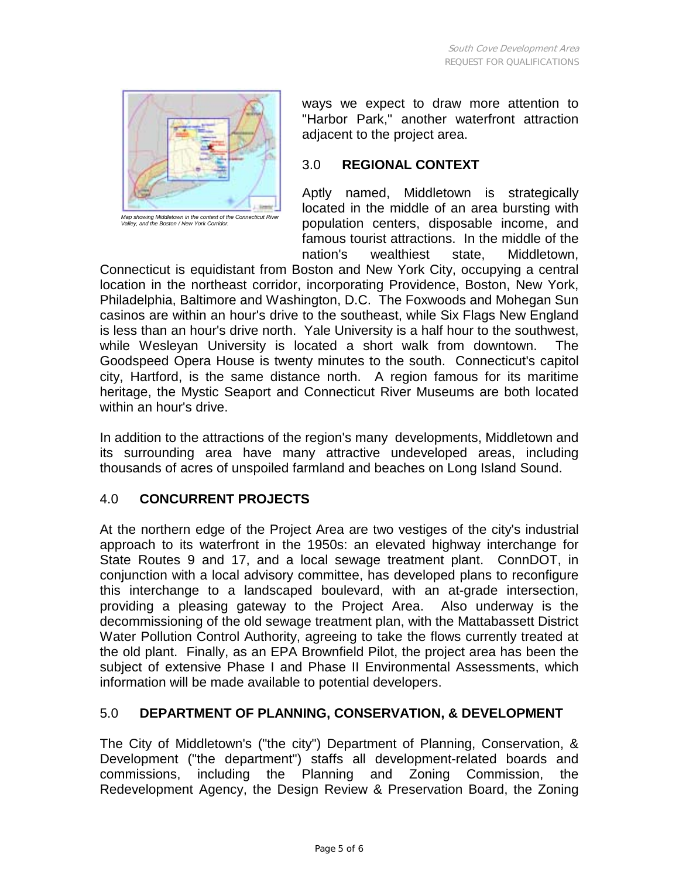ways we expect to draw more attention to "Harbor Park," another waterfront attraction adjacent to the project area.

Map showing Middletown in the context of the Connecticut River Valley, and the Boston / New York Corridor.

## 3.0 **REGIONAL CONTEXT**

Aptly named, Middletown is strategically located in the middle of an area bursting with population centers, disposable income, and famous tourist attractions. In the middle of the nation's wealthiest state, Middletown, Connecticut is equidistant from Boston and New York City, occupying a central location in the northeast corridor, incorporating Providence, Boston, New York, Philadelphia, Baltimore and Washington, D.C. The Foxwoods and Mohegan Sun casinos are within an hour's drive to the southeast, while Six Flags New England is less than an hour's drive north. Yale University is a half hour to the southwest, while Wesleyan University is located a short walk from downtown. The Goodspeed Opera House is twenty minutes to the south. Connecticut's capitol city, Hartford, is the same distance north. A region famous for its maritime heritage, the Mystic Seaport and Connecticut River Museums are both located within an hour's drive.

In addition to the attractions of the region's many developments, Middletown and its surrounding area have many attractive undeveloped areas, including thousands of acres of unspoiled farmland and beaches on Long Island Sound.

## 4.0 **CONCURRENT PROJECTS**

At the northern edge of the Project Area are two vestiges of the city's industrial approach to its waterfront in the 1950s: an elevated highway interchange for State Routes 9 and 17, and a local sewage treatment plant. ConnDOT, in conjunction with a local advisory committee, has developed plans to reconfigure this interchange to a landscaped boulevard, with an at-grade intersection, providing a pleasing gateway to the Project Area. Also underway is the decommissioning of the old sewage treatment plan, with the Mattabassett District Water Pollution Control Authority, agreeing to take the flows currently treated at the old plant. Finally, as an EPA Brownfield Pilot, the project area has been the subject of extensive Phase I and Phase II Environmental Assessments, which information will be made available to potential developers.

## 5.0 **DEPARTMENT OF PLANNING, CONSERVATION, & DEVELOPMENT**

The City of Middletown's ("the city") Department of Planning, Conservation, & Development ("the department") staffs all development-related boards and commissions, including the Planning and Zoning Commission, the Redevelopment Agency, the Design Review & Preservation Board, the Zoning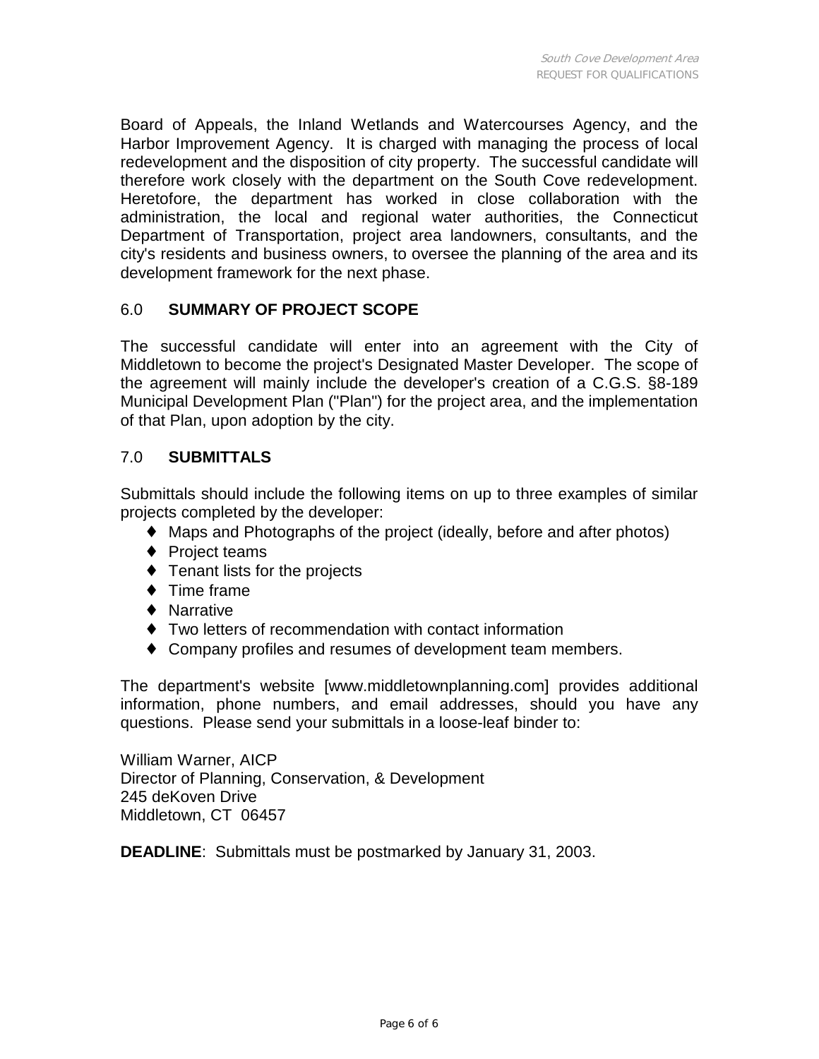Board of Appeals, the Inland Wetlands and Watercourses Agency, and the Harbor Improvement Agency. It is charged with managing the process of local redevelopment and the disposition of city property. The successful candidate will therefore work closely with the department on the South Cove redevelopment. Heretofore, the department has worked in close collaboration with the administration, the local and regional water authorities, the Connecticut Department of Transportation, project area landowners, consultants, and the city's residents and business owners, to oversee the planning of the area and its development framework for the next phase.

## 6.0 SUMMARY OF PROJECT SCOPE

The successful candidate will enter into an agreement with the City of Middletown to become the project's Designated Master Developer. The scope of the agreement will mainly include the developer's creation of a C.G.S. §8-189 Municipal Development Plan ("Plan") for the project area, and the implementation of that Plan, upon adoption by the city.

## 7.0 SUBMITTALS

Submittals should include the following items on up to three examples of similar projects completed by the developer:

- Maps and Photographs of the project (ideally, before and after photos)
- Project teams
- Tenant lists for the projects
- Time frame
- Narrative
- Two letters of recommendation with contact information
- Company profiles and resumes of development team members.

The department's website [www.middletownplanning.com] provides additional information, phone numbers, and email addresses, should you have any questions. Please send your submittals in a loose-leaf binder to:

William Warner, AICP
Director of Planning, Conservation, & Development
245 deKoven Drive
Middletown, CT 06457

**DEADLINE**: Submittals must be postmarked by January 31, 2003.